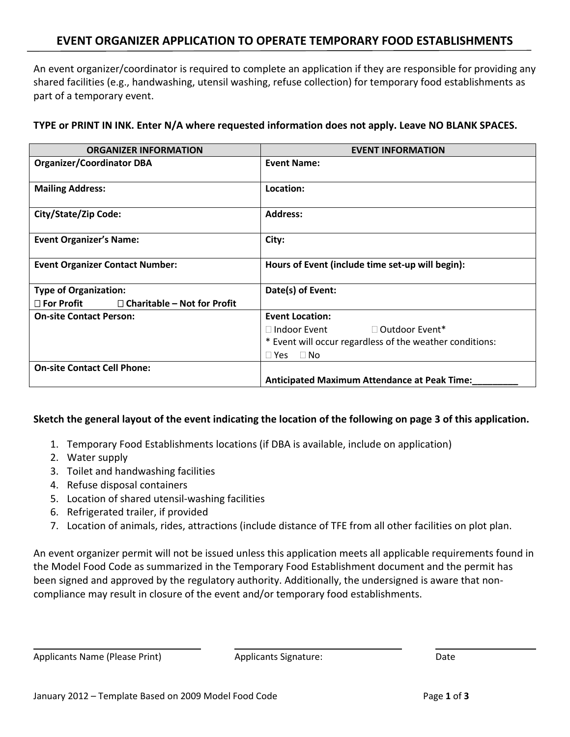# EVENT ORGANIZER APPLICATION TO OPERATE TEMPORARY FOOD ESTABLISHMENTS

An event organizer/coordinator is required to complete an application if they are responsible for providing any shared facilities (e.g., handwashing, utensil washing, refuse collection) for temporary food establishments as part of a temporary event.

**TYPE or PRINT IN INK. Enter N/A where requested information does not apply. Leave NO BLANK SPACES.**

| ORGANIZER INFORMATION | EVENT INFORMATION |
|---|---|
| **Organizer/Coordinator DBA** | **Event Name:** |
| **Mailing Address:** | **Location:** |
| **City/State/Zip Code:** | **Address:** |
| **Event Organizer's Name:** | **City:** |
| **Event Organizer Contact Number:** | **Hours of Event (include time set-up will begin):** |
| **Type of Organization:** ☐ **For Profit** ☐ **Charitable – Not for Profit** | **Date(s) of Event:** |
| **On-site Contact Person:** | **Event Location:** ☐ Indoor Event ☐ Outdoor Event* <br> * Event will occur regardless of the weather conditions: ☐ Yes ☐ No |
| **On-site Contact Cell Phone:** | **Anticipated Maximum Attendance at Peak Time:_________** |

**Sketch the general layout of the event indicating the location of the following on page 3 of this application.**

1. Temporary Food Establishments locations (if DBA is available, include on application)
2. Water supply
3. Toilet and handwashing facilities
4. Refuse disposal containers
5. Location of shared utensil-washing facilities
6. Refrigerated trailer, if provided
7. Location of animals, rides, attractions (include distance of TFE from all other facilities on plot plan.

An event organizer permit will not be issued unless this application meets all applicable requirements found in the Model Food Code as summarized in the Temporary Food Establishment document and the permit has been signed and approved by the regulatory authority. Additionally, the undersigned is aware that non-compliance may result in closure of the event and/or temporary food establishments.

_____________________________ _____________________________ _______________

Applicants Name (Please Print) Applicants Signature: Date

January 2012 – Template Based on 2009 Model Food Code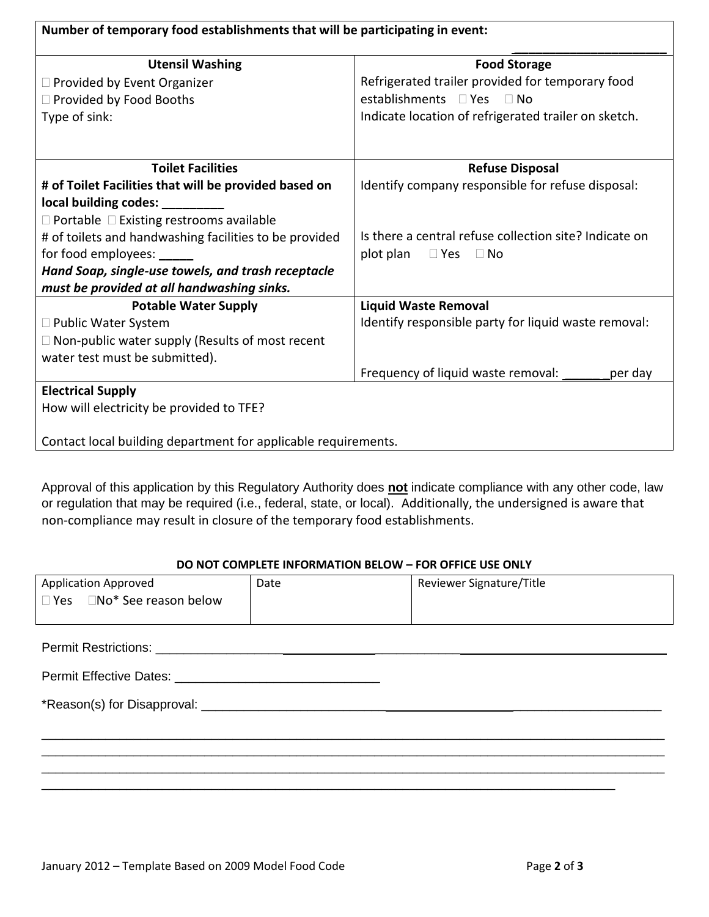| Number of temporary food establishments that will be participating in event: \_\_\_\_\_\_\_\_\_\_\_\_\_\_\_\_\_\_\_\_\_\_ | |
|---|---|
| **Utensil Washing**<br>☐ Provided by Event Organizer<br>☐ Provided by Food Booths<br>Type of sink: | **Food Storage**<br>Refrigerated trailer provided for temporary food establishments ☐ Yes ☐ No<br>Indicate location of refrigerated trailer on sketch. |
| **Toilet Facilities**<br>**# of Toilet Facilities that will be provided based on local building codes: \_\_\_\_\_\_\_\_\_**<br>☐ Portable ☐ Existing restrooms available<br># of toilets and handwashing facilities to be provided for food employees: \_\_\_\_\_<br>***Hand Soap, single-use towels, and trash receptacle must be provided at all handwashing sinks.*** | **Refuse Disposal**<br>Identify company responsible for refuse disposal:<br><br>Is there a central refuse collection site? Indicate on plot plan ☐ Yes ☐ No |
| **Potable Water Supply**<br>☐ Public Water System<br>☐ Non-public water supply (Results of most recent water test must be submitted). | **Liquid Waste Removal**<br>Identify responsible party for liquid waste removal:<br><br>Frequency of liquid waste removal: \_\_\_\_\_\_\_per day |
| **Electrical Supply**<br>How will electricity be provided to TFE?<br><br>Contact local building department for applicable requirements. | |

Approval of this application by this Regulatory Authority does **not** indicate compliance with any other code, law or regulation that may be required (i.e., federal, state, or local). Additionally, the undersigned is aware that non-compliance may result in closure of the temporary food establishments.

**DO NOT COMPLETE INFORMATION BELOW – FOR OFFICE USE ONLY**

| Application Approved<br>☐ Yes ☐No* See reason below | Date | Reviewer Signature/Title |
|---|---|---|

Permit Restrictions: \_\_\_\_\_\_\_\_\_\_\_\_\_\_\_\_\_\_\_\_\_\_\_\_\_\_\_\_\_\_\_\_\_\_\_\_\_\_\_\_\_\_\_\_\_\_\_\_\_\_\_\_\_\_\_\_\_\_\_\_\_\_\_\_

Permit Effective Dates: \_\_\_\_\_\_\_\_\_\_\_\_\_\_\_\_\_\_\_\_\_\_\_\_\_\_\_\_\_\_

*Reason(s) for Disapproval: \_\_\_\_\_\_\_\_\_\_\_\_\_\_\_\_\_\_\_\_\_\_\_\_\_\_\_\_\_\_\_\_\_\_\_\_\_\_\_\_\_\_\_\_\_\_\_\_\_\_\_\_\_\_\_\_\_\_\_\_

\_\_\_\_\_\_\_\_\_\_\_\_\_\_\_\_\_\_\_\_\_\_\_\_\_\_\_\_\_\_\_\_\_\_\_\_\_\_\_\_\_\_\_\_\_\_\_\_\_\_\_\_\_\_\_\_\_\_\_\_\_\_\_\_\_\_\_\_\_\_\_\_\_\_\_\_\_\_\_\_\_\_\_\_\_\_\_\_

\_\_\_\_\_\_\_\_\_\_\_\_\_\_\_\_\_\_\_\_\_\_\_\_\_\_\_\_\_\_\_\_\_\_\_\_\_\_\_\_\_\_\_\_\_\_\_\_\_\_\_\_\_\_\_\_\_\_\_\_\_\_\_\_\_\_\_\_\_\_\_\_\_\_\_\_\_\_\_\_\_\_\_\_\_\_\_\_

\_\_\_\_\_\_\_\_\_\_\_\_\_\_\_\_\_\_\_\_\_\_\_\_\_\_\_\_\_\_\_\_\_\_\_\_\_\_\_\_\_\_\_\_\_\_\_\_\_\_\_\_\_\_\_\_\_\_\_\_\_\_\_\_\_\_\_\_\_\_\_\_\_\_\_\_\_\_\_\_\_\_\_\_\_\_\_\_

\_\_\_\_\_\_\_\_\_\_\_\_\_\_\_\_\_\_\_\_\_\_\_\_\_\_\_\_\_\_\_\_\_\_\_\_\_\_\_\_\_\_\_\_\_\_\_\_\_\_\_\_\_\_\_\_\_\_\_\_\_\_\_\_\_\_\_\_\_\_\_\_\_\_\_\_\_\_\_\_\_\_\_\_

January 2012 – Template Based on 2009 Model Food Code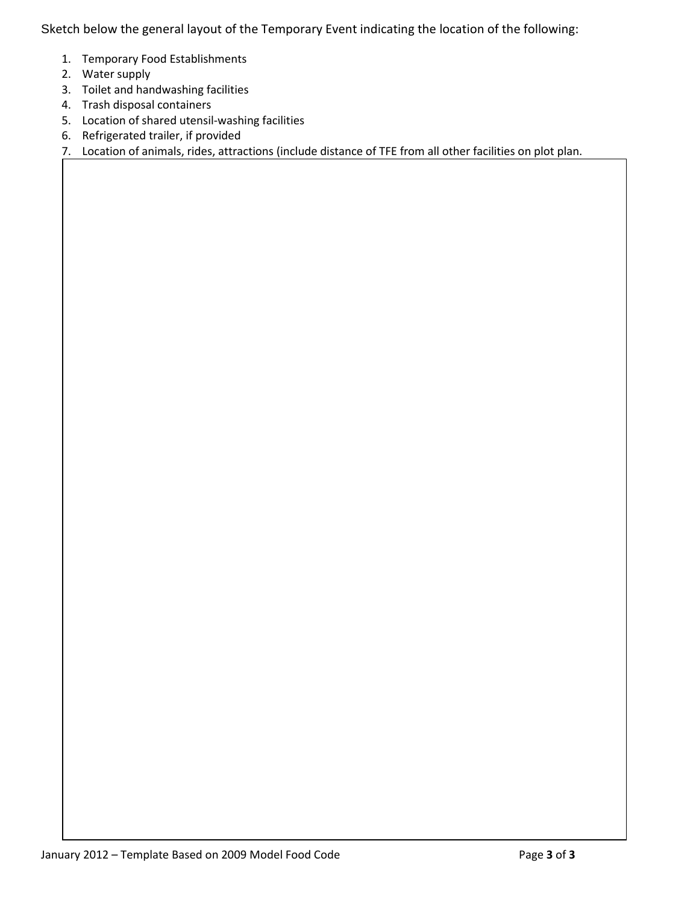Sketch below the general layout of the Temporary Event indicating the location of the following:

1. Temporary Food Establishments
2. Water supply
3. Toilet and handwashing facilities
4. Trash disposal containers
5. Location of shared utensil-washing facilities
6. Refrigerated trailer, if provided
7. Location of animals, rides, attractions (include distance of TFE from all other facilities on plot plan.

January 2012 – Template Based on 2009 Model Food Code